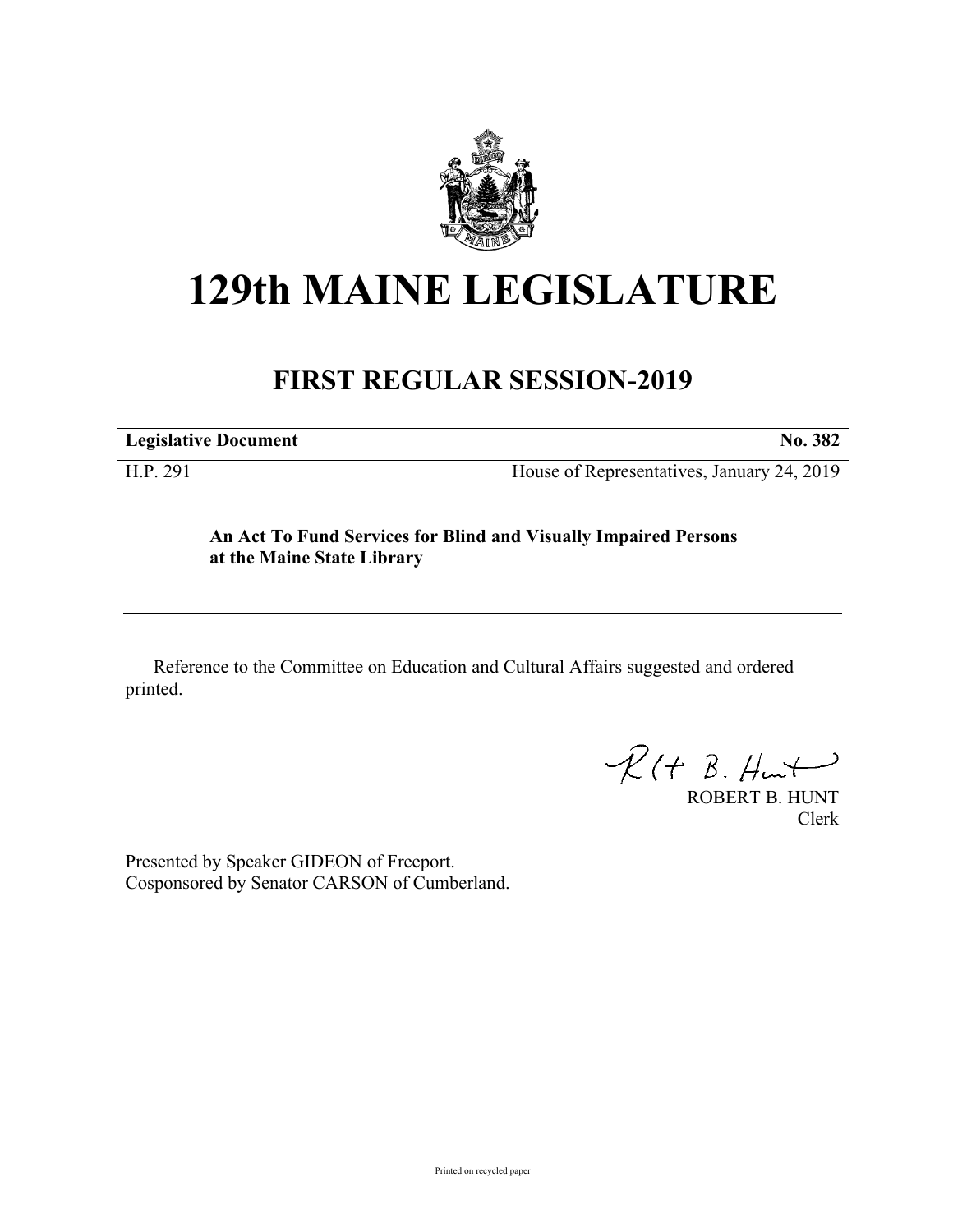# 129th MAINE LEGISLATURE

## FIRST REGULAR SESSION-2019

**Legislative Document** **No. 382**

H.P. 291 House of Representatives, January 24, 2019

**An Act To Fund Services for Blind and Visually Impaired Persons at the Maine State Library**

Reference to the Committee on Education and Cultural Affairs suggested and ordered printed.

ROBERT B. HUNT
Clerk

Presented by Speaker GIDEON of Freeport.
Cosponsored by Senator CARSON of Cumberland.

Printed on recycled paper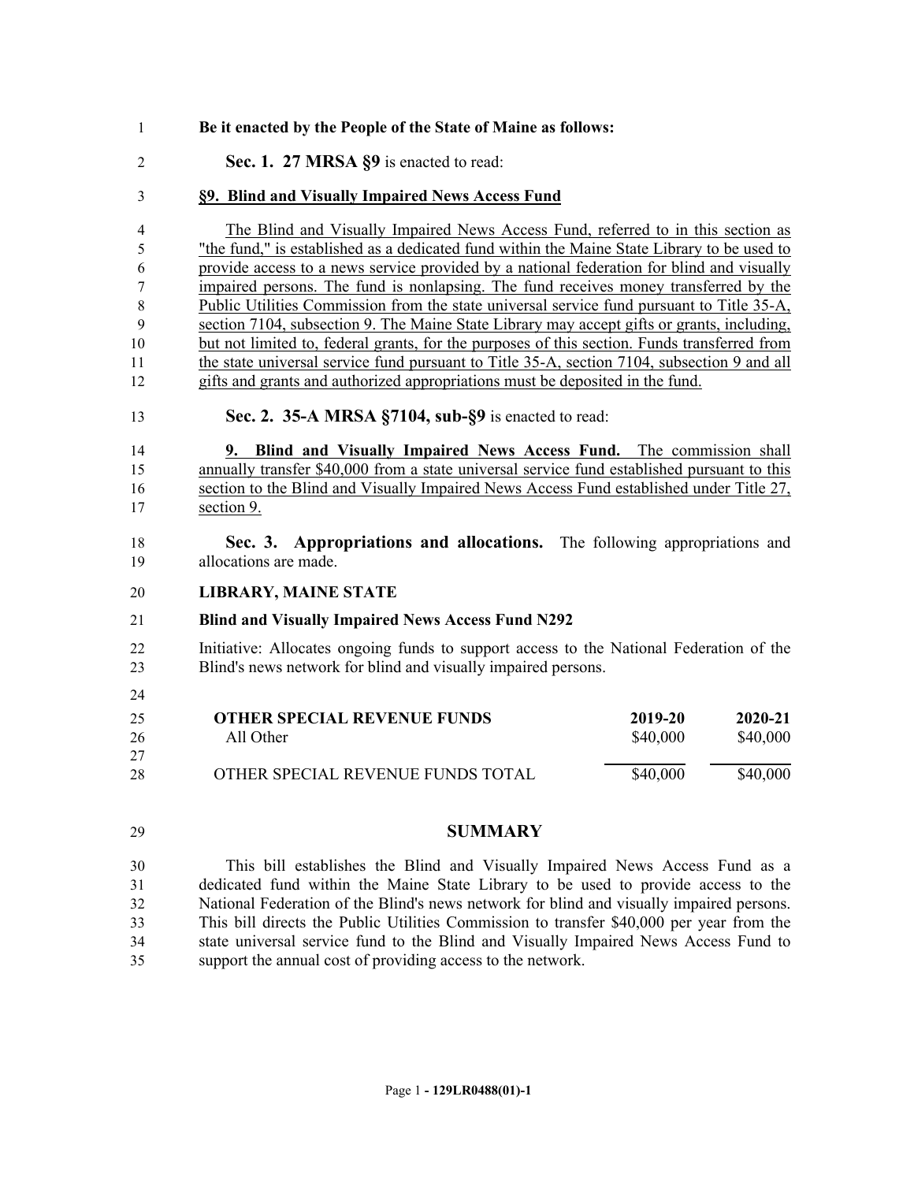**Be it enacted by the People of the State of Maine as follows:**

**Sec. 1. 27 MRSA §9** is enacted to read:

**§9. Blind and Visually Impaired News Access Fund**

The Blind and Visually Impaired News Access Fund, referred to in this section as "the fund," is established as a dedicated fund within the Maine State Library to be used to provide access to a news service provided by a national federation for blind and visually impaired persons. The fund is nonlapsing. The fund receives money transferred by the Public Utilities Commission from the state universal service fund pursuant to Title 35-A, section 7104, subsection 9. The Maine State Library may accept gifts or grants, including, but not limited to, federal grants, for the purposes of this section. Funds transferred from the state universal service fund pursuant to Title 35-A, section 7104, subsection 9 and all gifts and grants and authorized appropriations must be deposited in the fund.

**Sec. 2. 35-A MRSA §7104, sub-§9** is enacted to read:

**9. Blind and Visually Impaired News Access Fund.** The commission shall annually transfer $40,000 from a state universal service fund established pursuant to this section to the Blind and Visually Impaired News Access Fund established under Title 27, section 9.

**Sec. 3. Appropriations and allocations.** The following appropriations and allocations are made.

**LIBRARY, MAINE STATE**

**Blind and Visually Impaired News Access Fund N292**

Initiative: Allocates ongoing funds to support access to the National Federation of the Blind's news network for blind and visually impaired persons.

| OTHER SPECIAL REVENUE FUNDS | 2019-20 | 2020-21 |
|---|---|---|
| All Other | $40,000 | $40,000 |
| OTHER SPECIAL REVENUE FUNDS TOTAL | $40,000 | $40,000 |

## SUMMARY

This bill establishes the Blind and Visually Impaired News Access Fund as a dedicated fund within the Maine State Library to be used to provide access to the National Federation of the Blind's news network for blind and visually impaired persons. This bill directs the Public Utilities Commission to transfer $40,000 per year from the state universal service fund to the Blind and Visually Impaired News Access Fund to support the annual cost of providing access to the network.